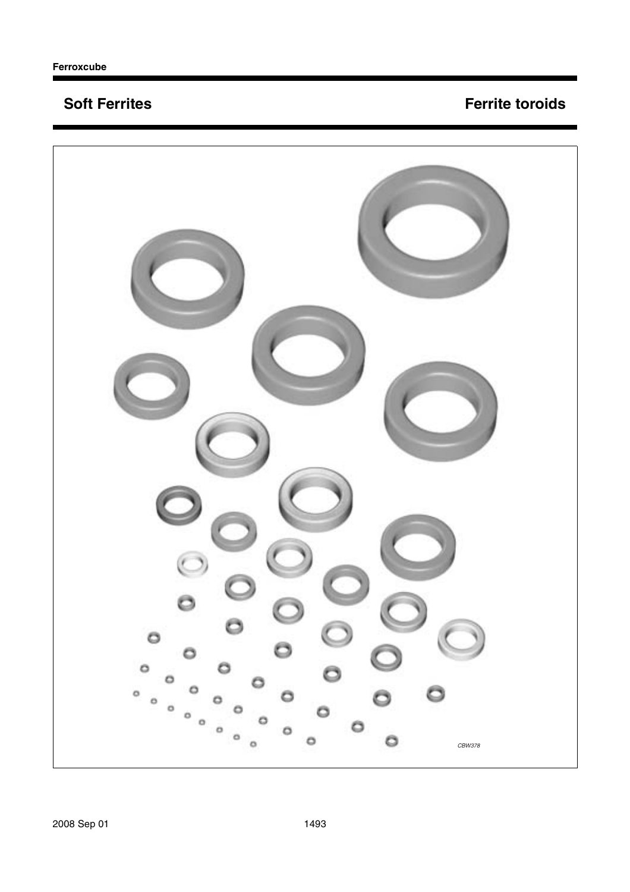## Soft Ferrites

## Ferrite toroids

CBW378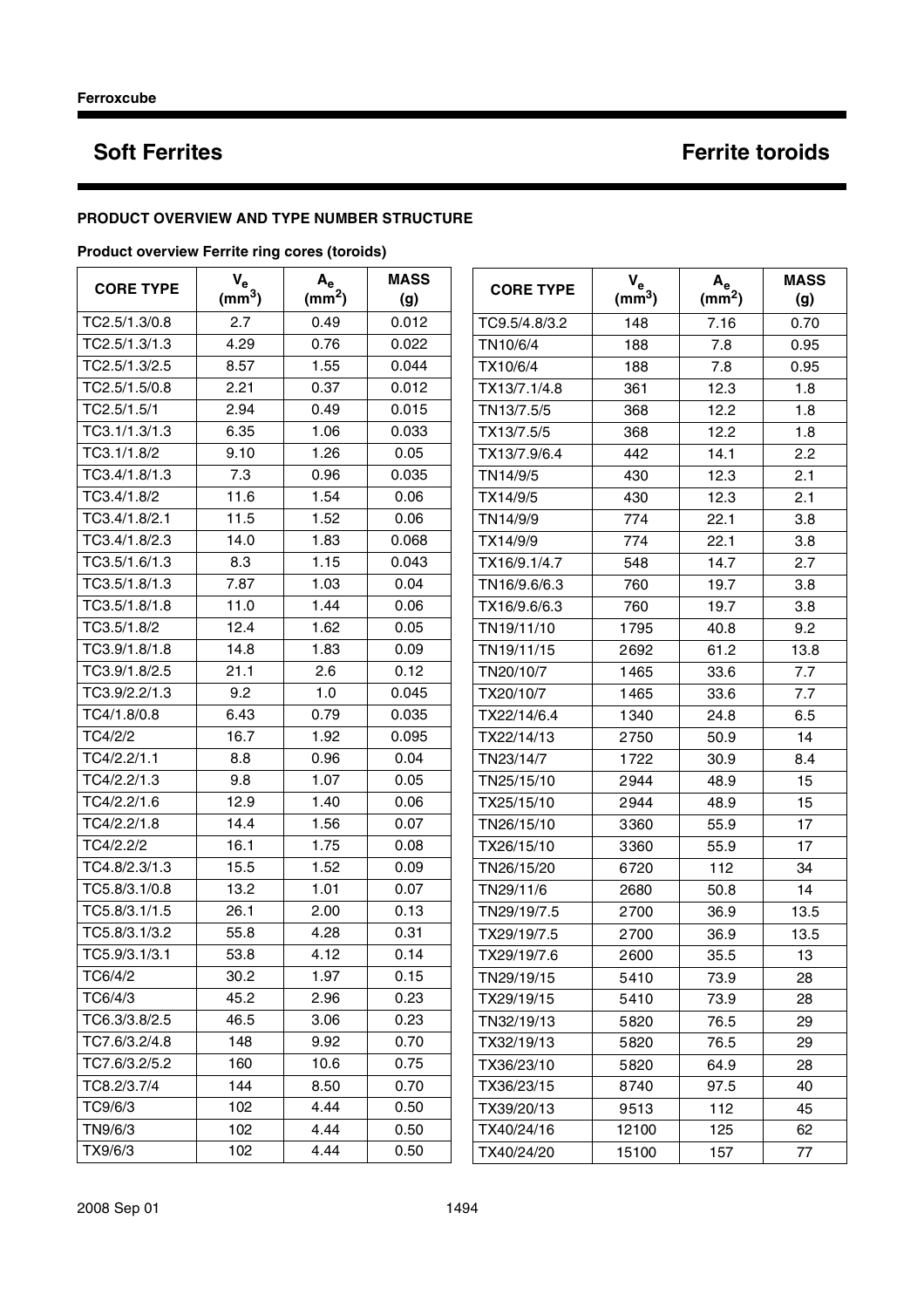# Soft Ferrites

# Ferrite toroids

### PRODUCT OVERVIEW AND TYPE NUMBER STRUCTURE

#### Product overview Ferrite ring cores (toroids)

| CORE TYPE | $V_e$ ($mm^3$) | $A_e$ ($mm^2$) | MASS (g) |
|---|---|---|---|
| TC2.5/1.3/0.8 | 2.7 | 0.49 | 0.012 |
| TC2.5/1.3/1.3 | 4.29 | 0.76 | 0.022 |
| TC2.5/1.3/2.5 | 8.57 | 1.55 | 0.044 |
| TC2.5/1.5/0.8 | 2.21 | 0.37 | 0.012 |
| TC2.5/1.5/1 | 2.94 | 0.49 | 0.015 |
| TC3.1/1.3/1.3 | 6.35 | 1.06 | 0.033 |
| TC3.1/1.8/2 | 9.10 | 1.26 | 0.05 |
| TC3.4/1.8/1.3 | 7.3 | 0.96 | 0.035 |
| TC3.4/1.8/2 | 11.6 | 1.54 | 0.06 |
| TC3.4/1.8/2.1 | 11.5 | 1.52 | 0.06 |
| TC3.4/1.8/2.3 | 14.0 | 1.83 | 0.068 |
| TC3.5/1.6/1.3 | 8.3 | 1.15 | 0.043 |
| TC3.5/1.8/1.3 | 7.87 | 1.03 | 0.04 |
| TC3.5/1.8/1.8 | 11.0 | 1.44 | 0.06 |
| TC3.5/1.8/2 | 12.4 | 1.62 | 0.05 |
| TC3.9/1.8/1.8 | 14.8 | 1.83 | 0.09 |
| TC3.9/1.8/2.5 | 21.1 | 2.6 | 0.12 |
| TC3.9/2.2/1.3 | 9.2 | 1.0 | 0.045 |
| TC4/1.8/0.8 | 6.43 | 0.79 | 0.035 |
| TC4/2/2 | 16.7 | 1.92 | 0.095 |
| TC4/2.2/1.1 | 8.8 | 0.96 | 0.04 |
| TC4/2.2/1.3 | 9.8 | 1.07 | 0.05 |
| TC4/2.2/1.6 | 12.9 | 1.40 | 0.06 |
| TC4/2.2/1.8 | 14.4 | 1.56 | 0.07 |
| TC4/2.2/2 | 16.1 | 1.75 | 0.08 |
| TC4.8/2.3/1.3 | 15.5 | 1.52 | 0.09 |
| TC5.8/3.1/0.8 | 13.2 | 1.01 | 0.07 |
| TC5.8/3.1/1.5 | 26.1 | 2.00 | 0.13 |
| TC5.8/3.1/3.2 | 55.8 | 4.28 | 0.31 |
| TC5.9/3.1/3.1 | 53.8 | 4.12 | 0.14 |
| TC6/4/2 | 30.2 | 1.97 | 0.15 |
| TC6/4/3 | 45.2 | 2.96 | 0.23 |
| TC6.3/3.8/2.5 | 46.5 | 3.06 | 0.23 |
| TC7.6/3.2/4.8 | 148 | 9.92 | 0.70 |
| TC7.6/3.2/5.2 | 160 | 10.6 | 0.75 |
| TC8.2/3.7/4 | 144 | 8.50 | 0.70 |
| TC9/6/3 | 102 | 4.44 | 0.50 |
| TN9/6/3 | 102 | 4.44 | 0.50 |
| TX9/6/3 | 102 | 4.44 | 0.50 |
| TC9.5/4.8/3.2 | 148 | 7.16 | 0.70 |
| TN10/6/4 | 188 | 7.8 | 0.95 |
| TX10/6/4 | 188 | 7.8 | 0.95 |
| TX13/7.1/4.8 | 361 | 12.3 | 1.8 |
| TN13/7.5/5 | 368 | 12.2 | 1.8 |
| TX13/7.5/5 | 368 | 12.2 | 1.8 |
| TX13/7.9/6.4 | 442 | 14.1 | 2.2 |
| TN14/9/5 | 430 | 12.3 | 2.1 |
| TX14/9/5 | 430 | 12.3 | 2.1 |
| TN14/9/9 | 774 | 22.1 | 3.8 |
| TX14/9/9 | 774 | 22.1 | 3.8 |
| TX16/9.1/4.7 | 548 | 14.7 | 2.7 |
| TN16/9.6/6.3 | 760 | 19.7 | 3.8 |
| TX16/9.6/6.3 | 760 | 19.7 | 3.8 |
| TN19/11/10 | 1795 | 40.8 | 9.2 |
| TN19/11/15 | 2692 | 61.2 | 13.8 |
| TN20/10/7 | 1465 | 33.6 | 7.7 |
| TX20/10/7 | 1465 | 33.6 | 7.7 |
| TX22/14/6.4 | 1340 | 24.8 | 6.5 |
| TX22/14/13 | 2750 | 50.9 | 14 |
| TN23/14/7 | 1722 | 30.9 | 8.4 |
| TN25/15/10 | 2944 | 48.9 | 15 |
| TX25/15/10 | 2944 | 48.9 | 15 |
| TN26/15/10 | 3360 | 55.9 | 17 |
| TX26/15/10 | 3360 | 55.9 | 17 |
| TN26/15/20 | 6720 | 112 | 34 |
| TN29/11/6 | 2680 | 50.8 | 14 |
| TN29/19/7.5 | 2700 | 36.9 | 13.5 |
| TX29/19/7.5 | 2700 | 36.9 | 13.5 |
| TX29/19/7.6 | 2600 | 35.5 | 13 |
| TN29/19/15 | 5410 | 73.9 | 28 |
| TX29/19/15 | 5410 | 73.9 | 28 |
| TN32/19/13 | 5820 | 76.5 | 29 |
| TX32/19/13 | 5820 | 76.5 | 29 |
| TX36/23/10 | 5820 | 64.9 | 28 |
| TX36/23/15 | 8740 | 97.5 | 40 |
| TX39/20/13 | 9513 | 112 | 45 |
| TX40/24/16 | 12100 | 125 | 62 |
| TX40/24/20 | 15100 | 157 | 77 |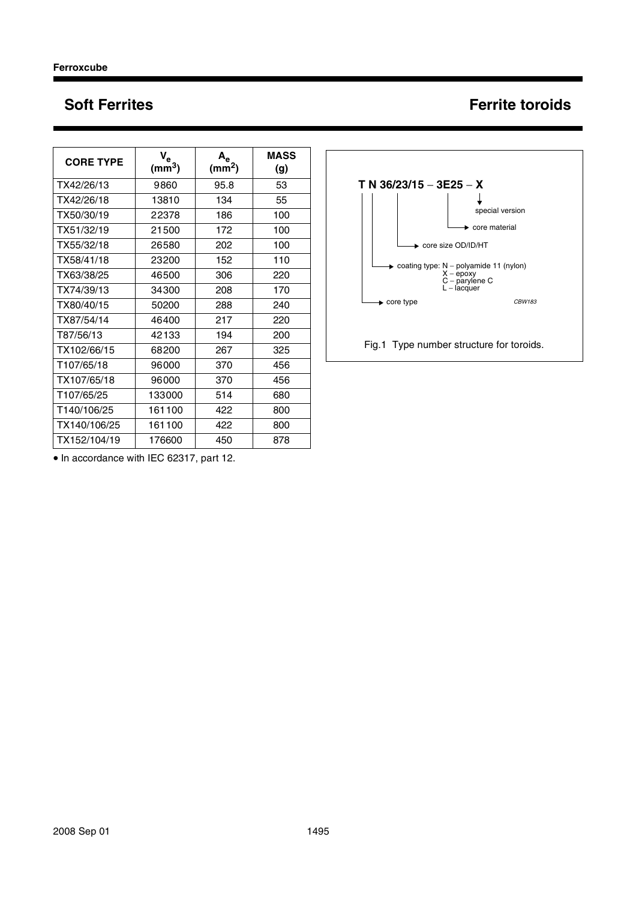| CORE TYPE | $V_e$ ($mm^3$) | $A_e$ ($mm^2$) | MASS (g) |
|---|---|---|---|
| TX42/26/13 | 9860 | 95.8 | 53 |
| TX42/26/18 | 13810 | 134 | 55 |
| TX50/30/19 | 22378 | 186 | 100 |
| TX51/32/19 | 21500 | 172 | 100 |
| TX55/32/18 | 26580 | 202 | 100 |
| TX58/41/18 | 23200 | 152 | 110 |
| TX63/38/25 | 46500 | 306 | 220 |
| TX74/39/13 | 34300 | 208 | 170 |
| TX80/40/15 | 50200 | 288 | 240 |
| TX87/54/14 | 46400 | 217 | 220 |
| T87/56/13 | 42133 | 194 | 200 |
| TX102/66/15 | 68200 | 267 | 325 |
| T107/65/18 | 96000 | 370 | 456 |
| TX107/65/18 | 96000 | 370 | 456 |
| T107/65/25 | 133000 | 514 | 680 |
| T140/106/25 | 161100 | 422 | 800 |
| TX140/106/25 | 161100 | 422 | 800 |
| TX152/104/19 | 176600 | 450 | 878 |

• In accordance with IEC 62317, part 12.

**T N 36/23/15 − 3E25 − X**

special version

core material

core size OD/ID/HT

coating type: N − polyamide 11 (nylon)
X − epoxy
C − parylene C
L − lacquer

core type

CBW183

Fig.1 Type number structure for toroids.